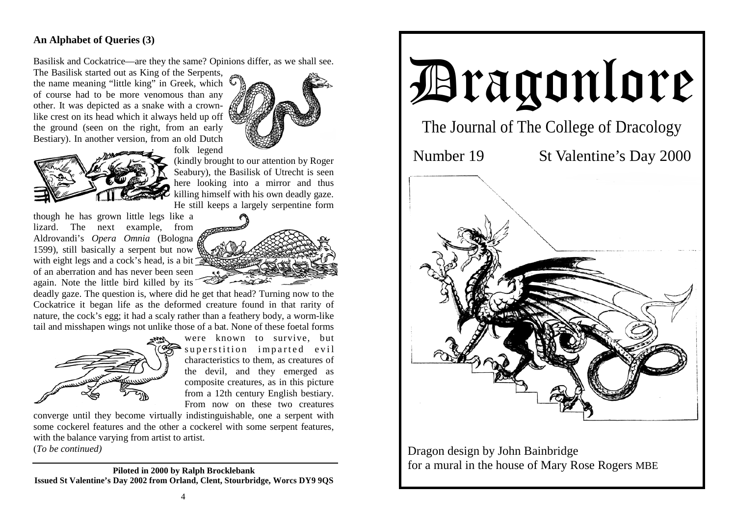### An Alphabet of Queries (3)

Basilisk and Cockatrice—are they the same? Opinions differ, as we shall see.

The Basilisk started out as King of the Serpents, the name meaning "little king" in Greek, which of course had to be more venomous than any other. It was depicted as a snake with a crown-like crest on its head which it always held up off the ground (seen on the right, from an early Bestiary). In another version, from an old Dutch folk legend (kindly brought to our attention by Roger Seabury), the Basilisk of Utrecht is seen here looking into a mirror and thus killing himself with his own deadly gaze. He still keeps a largely serpentine form though he has grown little legs like a lizard. The next example, from Aldrovandi's *Opera Omnia* (Bologna 1599), still basically a serpent but now with eight legs and a cock's head, is a bit of an aberration and has never been seen again. Note the little bird killed by its deadly gaze. The question is, where did he get that head? Turning now to the Cockatrice it began life as the deformed creature found in that rarity of nature, the cock's egg; it had a scaly rather than a feathery body, a worm-like tail and misshapen wings not unlike those of a bat. None of these foetal forms were known to survive, but superstition imparted evil characteristics to them, as creatures of the devil, and they emerged as composite creatures, as in this picture from a 12th century English bestiary. From now on these two creatures converge until they become virtually indistinguishable, one a serpent with some cockerel features and the other a cockerel with some serpent features, with the balance varying from artist to artist.

(*To be continued)*

---

**Piloted in 2000 by Ralph Brocklebank**
**Issued St Valentine's Day 2002 from Orland, Clent, Stourbridge, Worcs DY9 9QS**

# Dragonlore

## The Journal of The College of Dracology

Number 19 St Valentine's Day 2000

Dragon design by John Bainbridge
for a mural in the house of Mary Rose Rogers MBE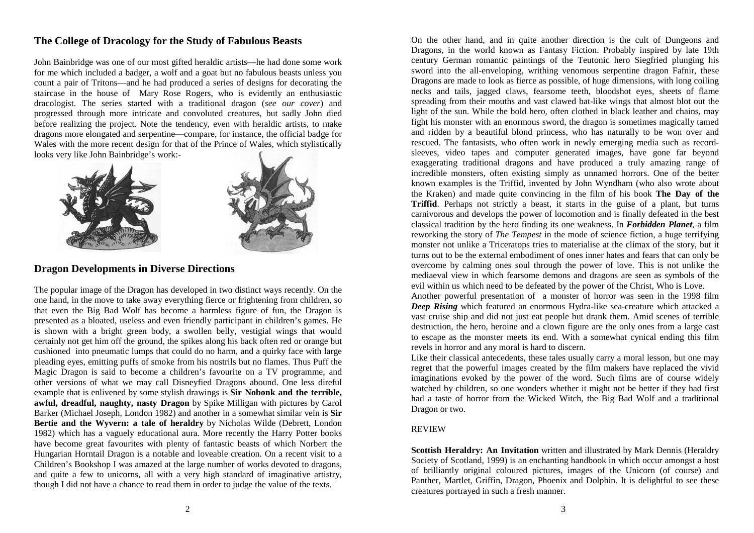## The College of Dracology for the Study of Fabulous Beasts

John Bainbridge was one of our most gifted heraldic artists—he had done some work for me which included a badger, a wolf and a goat but no fabulous beasts unless you count a pair of Tritons—and he had produced a series of designs for decorating the staircase in the house of Mary Rose Rogers, who is evidently an enthusiastic dracologist. The series started with a traditional dragon (*see our cover*) and progressed through more intricate and convoluted creatures, but sadly John died before realizing the project. Note the tendency, even with heraldic artists, to make dragons more elongated and serpentine—compare, for instance, the official badge for Wales with the more recent design for that of the Prince of Wales, which stylistically looks very like John Bainbridge's work:-

## Dragon Developments in Diverse Directions

The popular image of the Dragon has developed in two distinct ways recently. On the one hand, in the move to take away everything fierce or frightening from children, so that even the Big Bad Wolf has become a harmless figure of fun, the Dragon is presented as a bloated, useless and even friendly participant in children's games. He is shown with a bright green body, a swollen belly, vestigial wings that would certainly not get him off the ground, the spikes along his back often red or orange but cushioned into pneumatic lumps that could do no harm, and a quirky face with large pleading eyes, emitting puffs of smoke from his nostrils but no flames. Thus Puff the Magic Dragon is said to become a children's favourite on a TV programme, and other versions of what we may call Disneyfied Dragons abound. One less direful example that is enlivened by some stylish drawings is **Sir Nobonk and the terrible, awful, dreadful, naughty, nasty Dragon** by Spike Milligan with pictures by Carol Barker (Michael Joseph, London 1982) and another in a somewhat similar vein is **Sir Bertie and the Wyvern: a tale of heraldry** by Nicholas Wilde (Debrett, London 1982) which has a vaguely educational aura. More recently the Harry Potter books have become great favourites with plenty of fantastic beasts of which Norbert the Hungarian Horntail Dragon is a notable and loveable creation. On a recent visit to a Children's Bookshop I was amazed at the large number of works devoted to dragons, and quite a few to unicorns, all with a very high standard of imaginative artistry, though I did not have a chance to read them in order to judge the value of the texts.

On the other hand, and in quite another direction is the cult of Dungeons and Dragons, in the world known as Fantasy Fiction. Probably inspired by late 19th century German romantic paintings of the Teutonic hero Siegfried plunging his sword into the all-enveloping, writhing venomous serpentine dragon Fafnir, these Dragons are made to look as fierce as possible, of huge dimensions, with long coiling necks and tails, jagged claws, fearsome teeth, bloodshot eyes, sheets of flame spreading from their mouths and vast clawed bat-like wings that almost blot out the light of the sun. While the bold hero, often clothed in black leather and chains, may fight his monster with an enormous sword, the dragon is sometimes magically tamed and ridden by a beautiful blond princess, who has naturally to be won over and rescued. The fantasists, who often work in newly emerging media such as record-sleeves, video tapes and computer generated images, have gone far beyond exaggerating traditional dragons and have produced a truly amazing range of incredible monsters, often existing simply as unnamed horrors. One of the better known examples is the Triffid, invented by John Wyndham (who also wrote about the Kraken) and made quite convincing in the film of his book **The Day of the Triffid**. Perhaps not strictly a beast, it starts in the guise of a plant, but turns carnivorous and develops the power of locomotion and is finally defeated in the best classical tradition by the hero finding its one weakness. In ***Forbidden Planet***, a film reworking the story of *The Tempest* in the mode of science fiction, a huge terrifying monster not unlike a Triceratops tries to materialise at the climax of the story, but it turns out to be the external embodiment of ones inner hates and fears that can only be overcome by calming ones soul through the power of love. This is not unlike the mediaeval view in which fearsome demons and dragons are seen as symbols of the evil within us which need to be defeated by the power of the Christ, Who is Love.

Another powerful presentation of a monster of horror was seen in the 1998 film ***Deep Rising*** which featured an enormous Hydra-like sea-creature which attacked a vast cruise ship and did not just eat people but drank them. Amid scenes of terrible destruction, the hero, heroine and a clown figure are the only ones from a large cast to escape as the monster meets its end. With a somewhat cynical ending this film revels in horror and any moral is hard to discern.

Like their classical antecedents, these tales usually carry a moral lesson, but one may regret that the powerful images created by the film makers have replaced the vivid imaginations evoked by the power of the word. Such films are of course widely watched by children, so one wonders whether it might not be better if they had first had a taste of horror from the Wicked Witch, the Big Bad Wolf and a traditional Dragon or two.

REVIEW

**Scottish Heraldry: An Invitation** written and illustrated by Mark Dennis (Heraldry Society of Scotland, 1999) is an enchanting handbook in which occur amongst a host of brilliantly original coloured pictures, images of the Unicorn (of course) and Panther, Martlet, Griffin, Dragon, Phoenix and Dolphin. It is delightful to see these creatures portrayed in such a fresh manner.